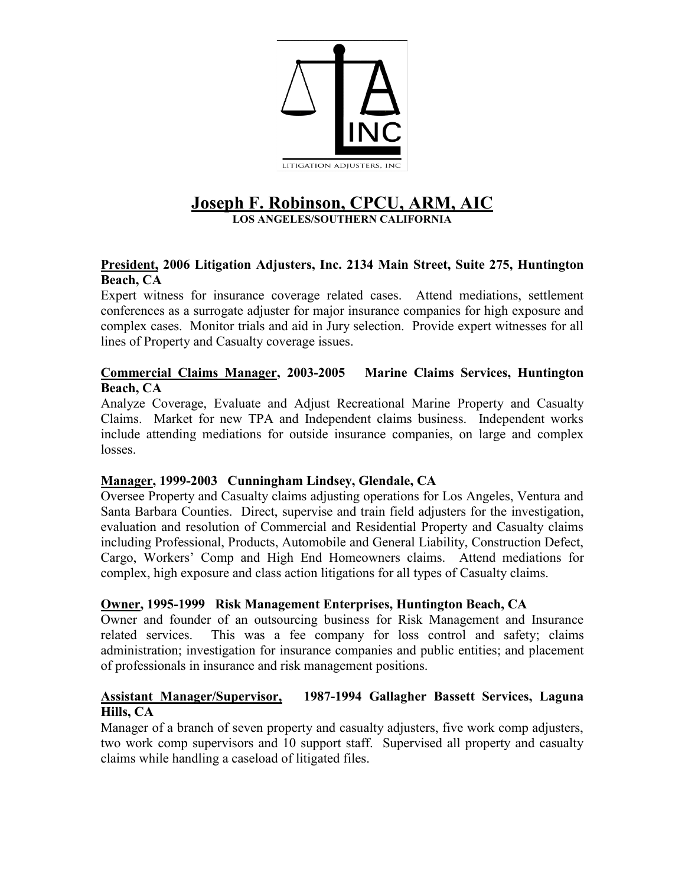# Joseph F. Robinson, CPCU, ARM, AIC

**LOS ANGELES/SOUTHERN CALIFORNIA**

### **President, 2006 Litigation Adjusters, Inc. 2134 Main Street, Suite 275, Huntington Beach, CA**

Expert witness for insurance coverage related cases. Attend mediations, settlement conferences as a surrogate adjuster for major insurance companies for high exposure and complex cases. Monitor trials and aid in Jury selection. Provide expert witnesses for all lines of Property and Casualty coverage issues.

### **Commercial Claims Manager, 2003-2005 Marine Claims Services, Huntington Beach, CA**

Analyze Coverage, Evaluate and Adjust Recreational Marine Property and Casualty Claims. Market for new TPA and Independent claims business. Independent works include attending mediations for outside insurance companies, on large and complex losses.

### **Manager, 1999-2003 Cunningham Lindsey, Glendale, CA**

Oversee Property and Casualty claims adjusting operations for Los Angeles, Ventura and Santa Barbara Counties. Direct, supervise and train field adjusters for the investigation, evaluation and resolution of Commercial and Residential Property and Casualty claims including Professional, Products, Automobile and General Liability, Construction Defect, Cargo, Workers' Comp and High End Homeowners claims. Attend mediations for complex, high exposure and class action litigations for all types of Casualty claims.

### **Owner, 1995-1999 Risk Management Enterprises, Huntington Beach, CA**

Owner and founder of an outsourcing business for Risk Management and Insurance related services. This was a fee company for loss control and safety; claims administration; investigation for insurance companies and public entities; and placement of professionals in insurance and risk management positions.

### **Assistant Manager/Supervisor, 1987-1994 Gallagher Bassett Services, Laguna Hills, CA**

Manager of a branch of seven property and casualty adjusters, five work comp adjusters, two work comp supervisors and 10 support staff. Supervised all property and casualty claims while handling a caseload of litigated files.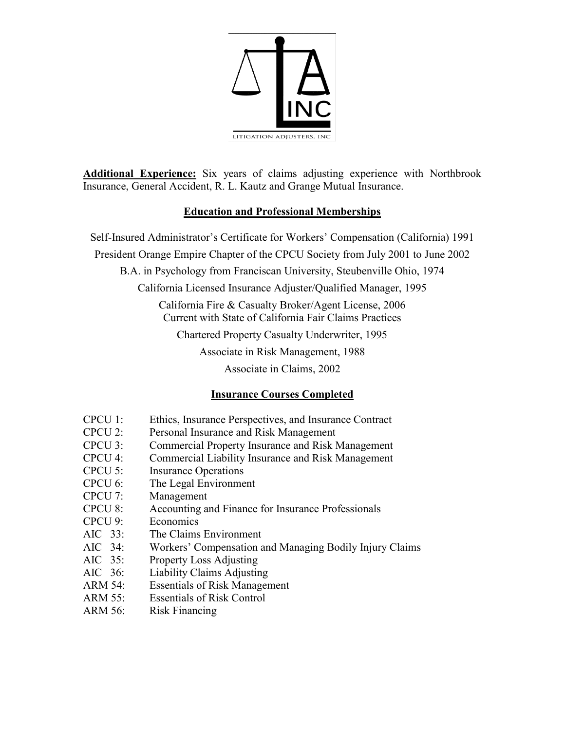**Additional Experience:** Six years of claims adjusting experience with Northbrook Insurance, General Accident, R. L. Kautz and Grange Mutual Insurance.

## Education and Professional Memberships

Self-Insured Administrator's Certificate for Workers' Compensation (California) 1991

President Orange Empire Chapter of the CPCU Society from July 2001 to June 2002

B.A. in Psychology from Franciscan University, Steubenville Ohio, 1974

California Licensed Insurance Adjuster/Qualified Manager, 1995

California Fire & Casualty Broker/Agent License, 2006
Current with State of California Fair Claims Practices

Chartered Property Casualty Underwriter, 1995

Associate in Risk Management, 1988

Associate in Claims, 2002

## Insurance Courses Completed

- CPCU 1: Ethics, Insurance Perspectives, and Insurance Contract
- CPCU 2: Personal Insurance and Risk Management
- CPCU 3: Commercial Property Insurance and Risk Management
- CPCU 4: Commercial Liability Insurance and Risk Management
- CPCU 5: Insurance Operations
- CPCU 6: The Legal Environment
- CPCU 7: Management
- CPCU 8: Accounting and Finance for Insurance Professionals
- CPCU 9: Economics
- AIC 33: The Claims Environment
- AIC 34: Workers' Compensation and Managing Bodily Injury Claims
- AIC 35: Property Loss Adjusting
- AIC 36: Liability Claims Adjusting
- ARM 54: Essentials of Risk Management
- ARM 55: Essentials of Risk Control
- ARM 56: Risk Financing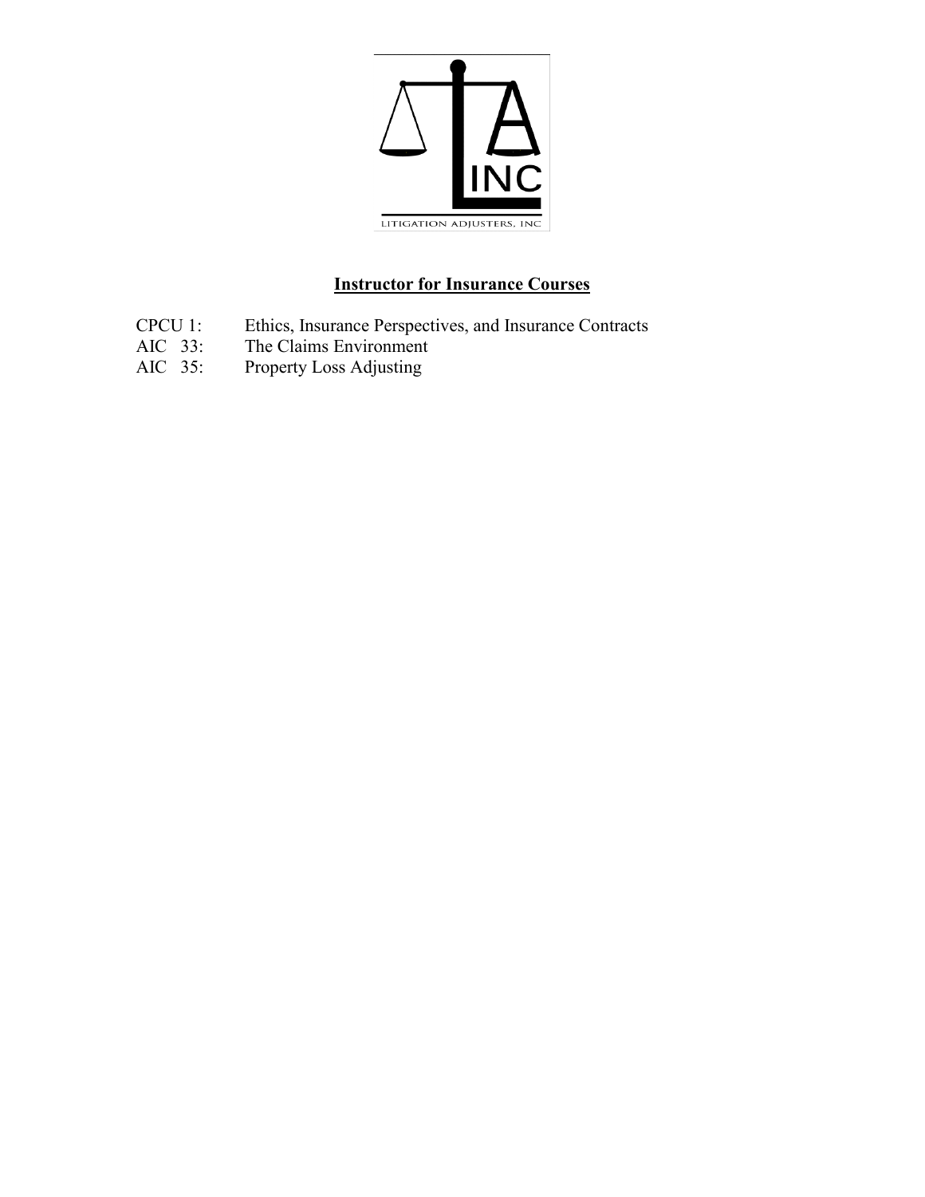LITIGATION ADJUSTERS, INC

**Instructor for Insurance Courses**

CPCU 1: Ethics, Insurance Perspectives, and Insurance Contracts
AIC 33: The Claims Environment
AIC 35: Property Loss Adjusting